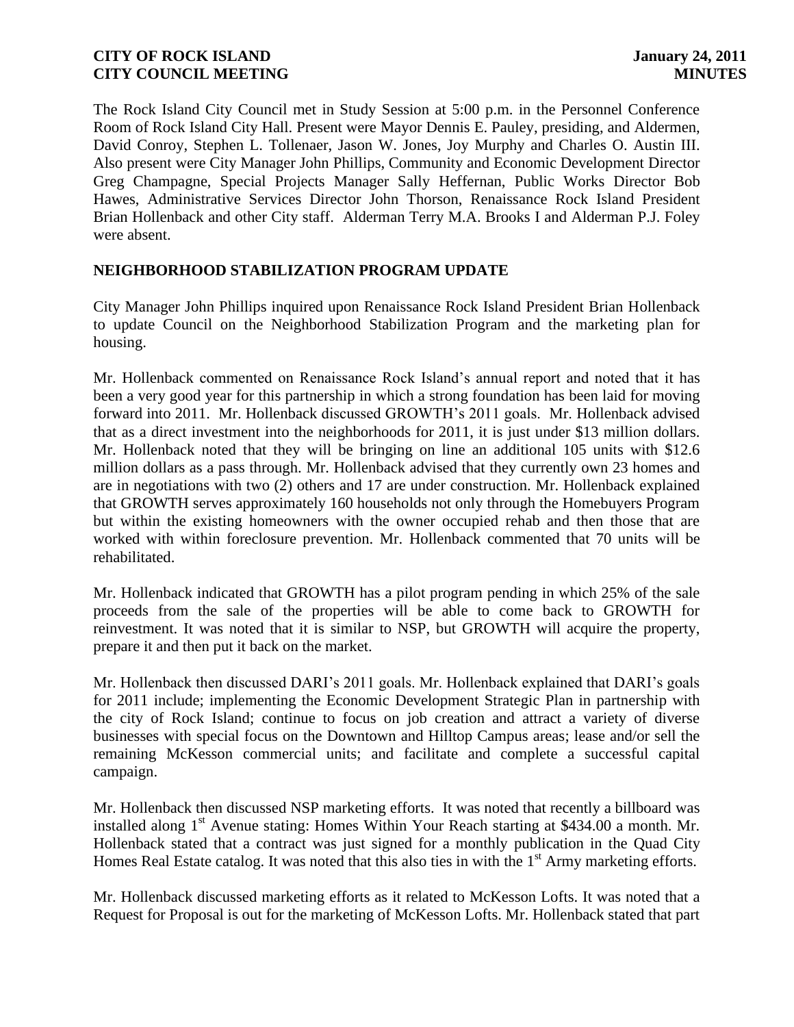The Rock Island City Council met in Study Session at 5:00 p.m. in the Personnel Conference Room of Rock Island City Hall. Present were Mayor Dennis E. Pauley, presiding, and Aldermen, David Conroy, Stephen L. Tollenaer, Jason W. Jones, Joy Murphy and Charles O. Austin III. Also present were City Manager John Phillips, Community and Economic Development Director Greg Champagne, Special Projects Manager Sally Heffernan, Public Works Director Bob Hawes, Administrative Services Director John Thorson, Renaissance Rock Island President Brian Hollenback and other City staff. Alderman Terry M.A. Brooks I and Alderman P.J. Foley were absent.

## NEIGHBORHOOD STABILIZATION PROGRAM UPDATE

City Manager John Phillips inquired upon Renaissance Rock Island President Brian Hollenback to update Council on the Neighborhood Stabilization Program and the marketing plan for housing.

Mr. Hollenback commented on Renaissance Rock Island's annual report and noted that it has been a very good year for this partnership in which a strong foundation has been laid for moving forward into 2011. Mr. Hollenback discussed GROWTH's 2011 goals. Mr. Hollenback advised that as a direct investment into the neighborhoods for 2011, it is just under \$13 million dollars. Mr. Hollenback noted that they will be bringing on line an additional 105 units with \$12.6 million dollars as a pass through. Mr. Hollenback advised that they currently own 23 homes and are in negotiations with two (2) others and 17 are under construction. Mr. Hollenback explained that GROWTH serves approximately 160 households not only through the Homebuyers Program but within the existing homeowners with the owner occupied rehab and then those that are worked with within foreclosure prevention. Mr. Hollenback commented that 70 units will be rehabilitated.

Mr. Hollenback indicated that GROWTH has a pilot program pending in which 25% of the sale proceeds from the sale of the properties will be able to come back to GROWTH for reinvestment. It was noted that it is similar to NSP, but GROWTH will acquire the property, prepare it and then put it back on the market.

Mr. Hollenback then discussed DARI's 2011 goals. Mr. Hollenback explained that DARI's goals for 2011 include; implementing the Economic Development Strategic Plan in partnership with the city of Rock Island; continue to focus on job creation and attract a variety of diverse businesses with special focus on the Downtown and Hilltop Campus areas; lease and/or sell the remaining McKesson commercial units; and facilitate and complete a successful capital campaign.

Mr. Hollenback then discussed NSP marketing efforts. It was noted that recently a billboard was installed along 1st Avenue stating: Homes Within Your Reach starting at \$434.00 a month. Mr. Hollenback stated that a contract was just signed for a monthly publication in the Quad City Homes Real Estate catalog. It was noted that this also ties in with the 1st Army marketing efforts.

Mr. Hollenback discussed marketing efforts as it related to McKesson Lofts. It was noted that a Request for Proposal is out for the marketing of McKesson Lofts. Mr. Hollenback stated that part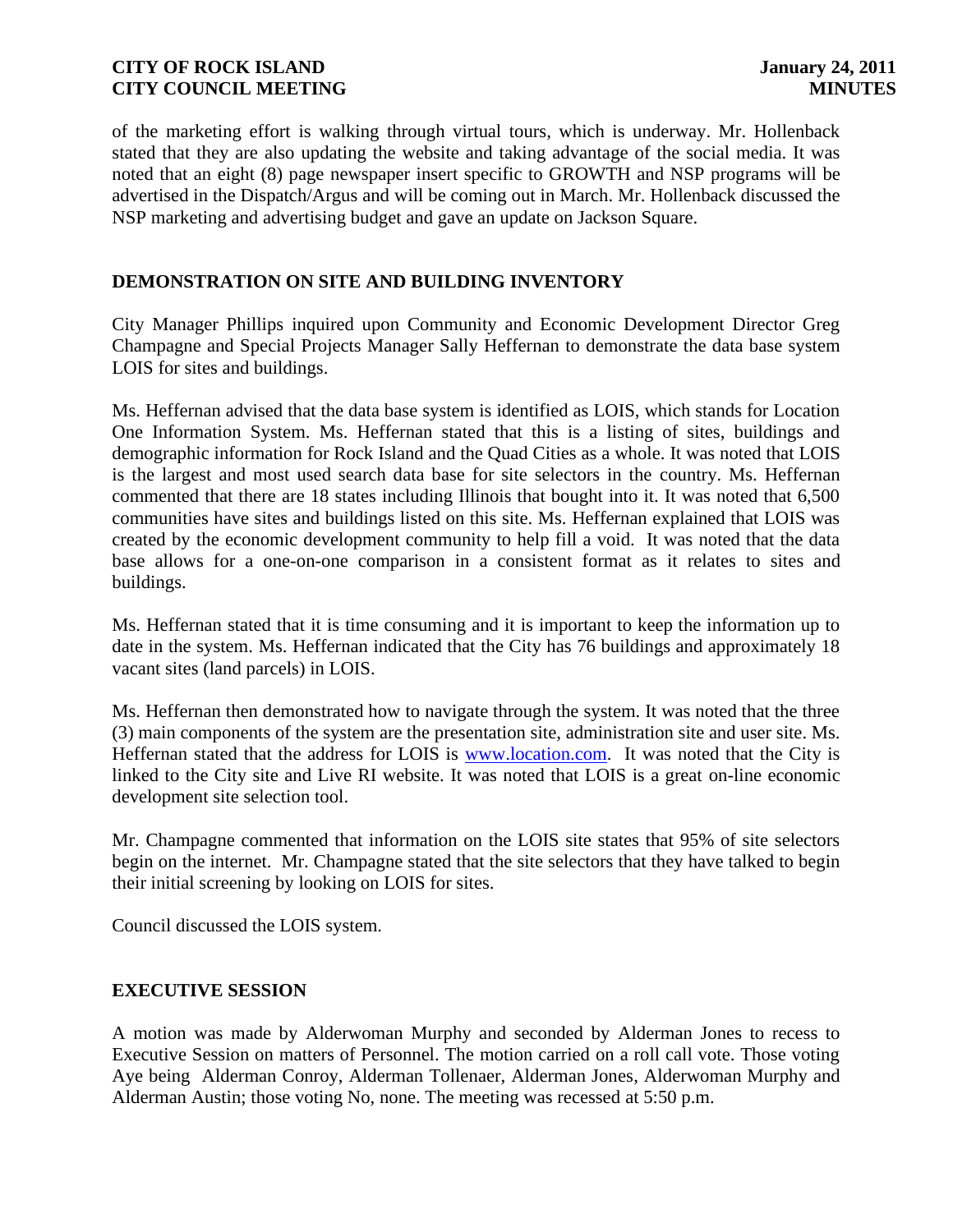of the marketing effort is walking through virtual tours, which is underway. Mr. Hollenback stated that they are also updating the website and taking advantage of the social media. It was noted that an eight (8) page newspaper insert specific to GROWTH and NSP programs will be advertised in the Dispatch/Argus and will be coming out in March. Mr. Hollenback discussed the NSP marketing and advertising budget and gave an update on Jackson Square.

## DEMONSTRATION ON SITE AND BUILDING INVENTORY

City Manager Phillips inquired upon Community and Economic Development Director Greg Champagne and Special Projects Manager Sally Heffernan to demonstrate the data base system LOIS for sites and buildings.

Ms. Heffernan advised that the data base system is identified as LOIS, which stands for Location One Information System. Ms. Heffernan stated that this is a listing of sites, buildings and demographic information for Rock Island and the Quad Cities as a whole. It was noted that LOIS is the largest and most used search data base for site selectors in the country. Ms. Heffernan commented that there are 18 states including Illinois that bought into it. It was noted that 6,500 communities have sites and buildings listed on this site. Ms. Heffernan explained that LOIS was created by the economic development community to help fill a void. It was noted that the data base allows for a one-on-one comparison in a consistent format as it relates to sites and buildings.

Ms. Heffernan stated that it is time consuming and it is important to keep the information up to date in the system. Ms. Heffernan indicated that the City has 76 buildings and approximately 18 vacant sites (land parcels) in LOIS.

Ms. Heffernan then demonstrated how to navigate through the system. It was noted that the three (3) main components of the system are the presentation site, administration site and user site. Ms. Heffernan stated that the address for LOIS is www.location.com. It was noted that the City is linked to the City site and Live RI website. It was noted that LOIS is a great on-line economic development site selection tool.

Mr. Champagne commented that information on the LOIS site states that 95% of site selectors begin on the internet. Mr. Champagne stated that the site selectors that they have talked to begin their initial screening by looking on LOIS for sites.

Council discussed the LOIS system.

## EXECUTIVE SESSION

A motion was made by Alderwoman Murphy and seconded by Alderman Jones to recess to Executive Session on matters of Personnel. The motion carried on a roll call vote. Those voting Aye being Alderman Conroy, Alderman Tollenaer, Alderman Jones, Alderwoman Murphy and Alderman Austin; those voting No, none. The meeting was recessed at 5:50 p.m.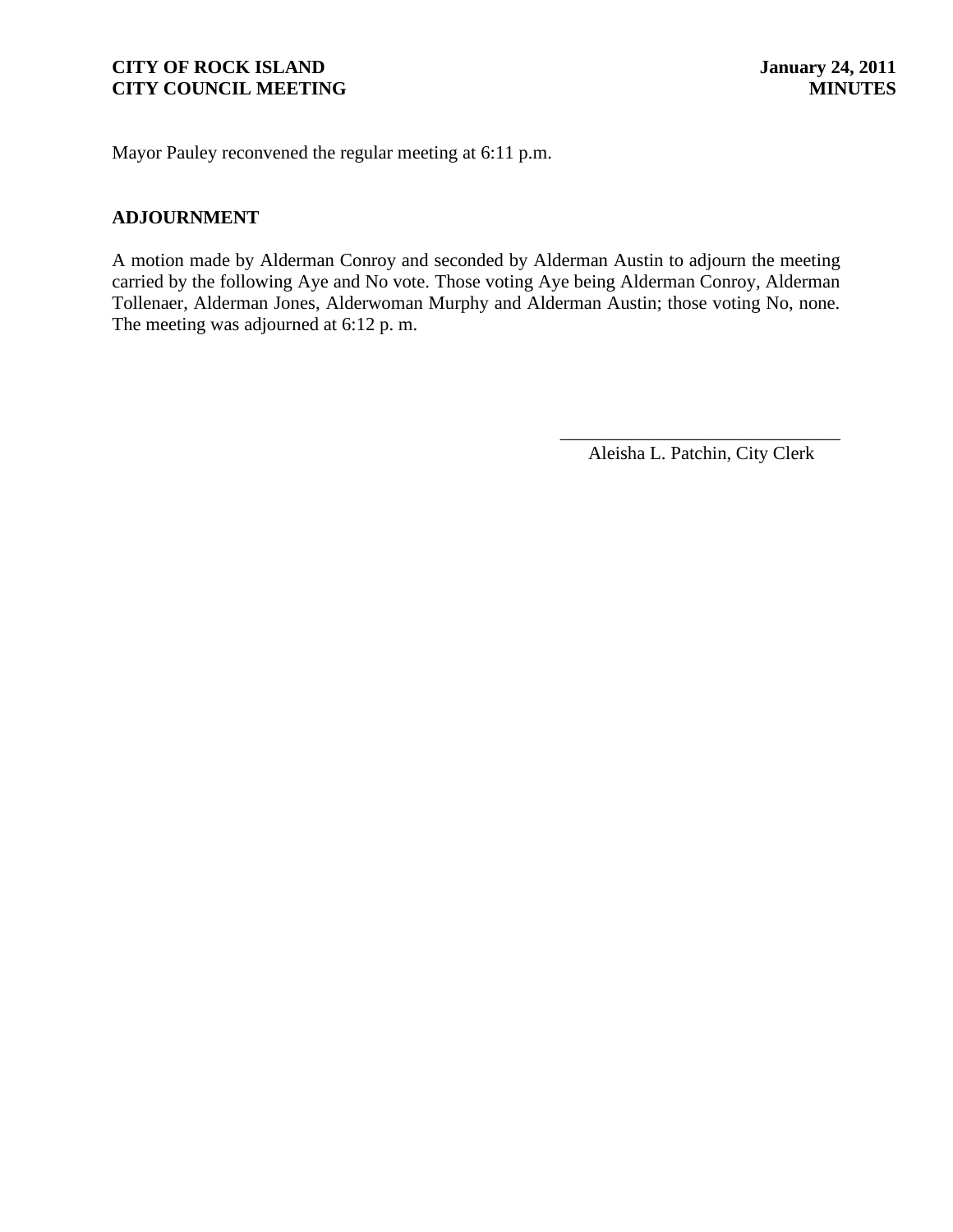Mayor Pauley reconvened the regular meeting at 6:11 p.m.

**ADJOURNMENT**

A motion made by Alderman Conroy and seconded by Alderman Austin to adjourn the meeting carried by the following Aye and No vote. Those voting Aye being Alderman Conroy, Alderman Tollenaer, Alderman Jones, Alderwoman Murphy and Alderman Austin; those voting No, none. The meeting was adjourned at 6:12 p. m.

\_\_\_\_\_\_\_\_\_\_\_\_\_\_\_\_\_\_\_\_\_\_\_\_\_\_\_\_\_\_
Aleisha L. Patchin, City Clerk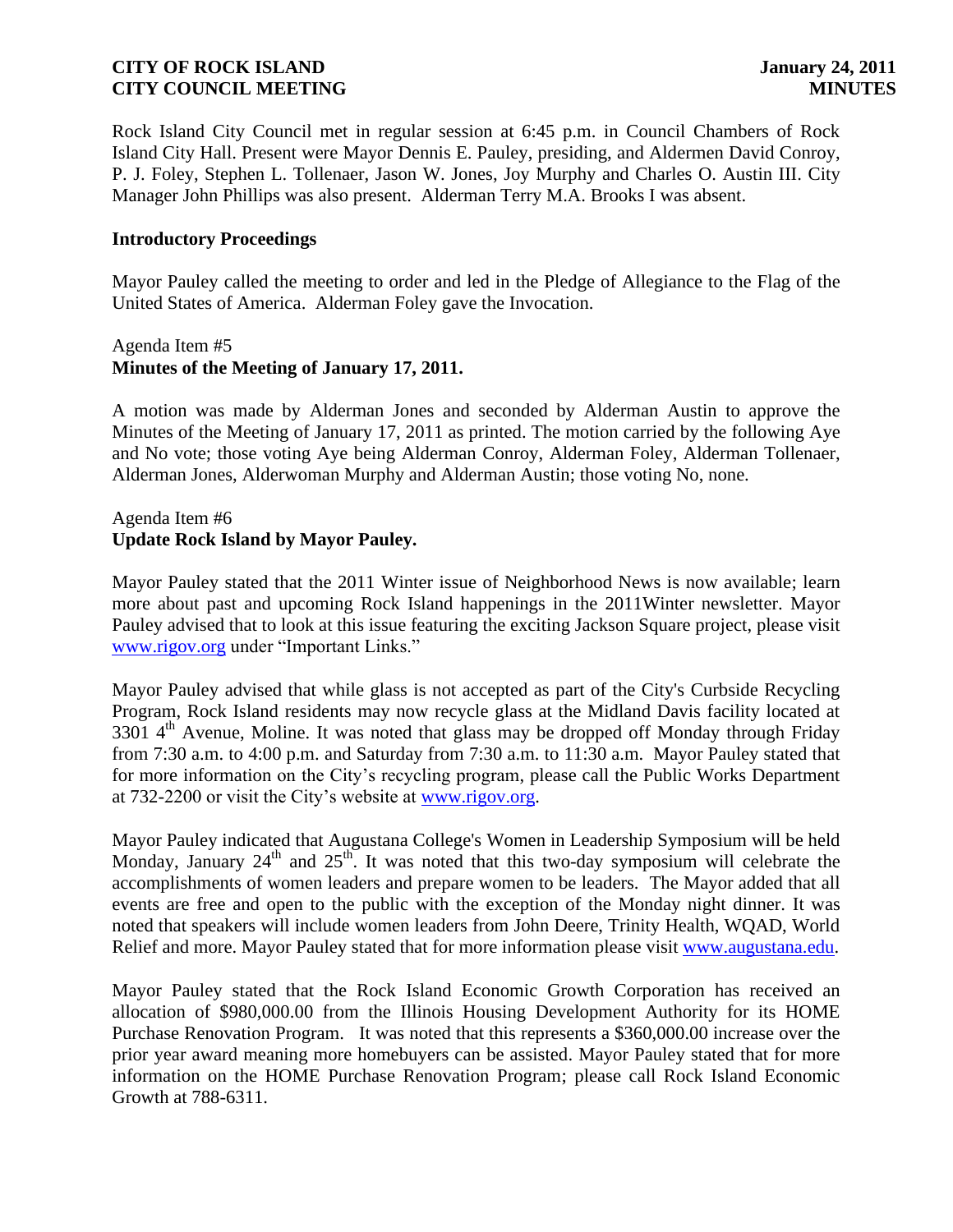Rock Island City Council met in regular session at 6:45 p.m. in Council Chambers of Rock Island City Hall. Present were Mayor Dennis E. Pauley, presiding, and Aldermen David Conroy, P. J. Foley, Stephen L. Tollenaer, Jason W. Jones, Joy Murphy and Charles O. Austin III. City Manager John Phillips was also present. Alderman Terry M.A. Brooks I was absent.

**Introductory Proceedings**

Mayor Pauley called the meeting to order and led in the Pledge of Allegiance to the Flag of the United States of America. Alderman Foley gave the Invocation.

Agenda Item #5
**Minutes of the Meeting of January 17, 2011.**

A motion was made by Alderman Jones and seconded by Alderman Austin to approve the Minutes of the Meeting of January 17, 2011 as printed. The motion carried by the following Aye and No vote; those voting Aye being Alderman Conroy, Alderman Foley, Alderman Tollenaer, Alderman Jones, Alderwoman Murphy and Alderman Austin; those voting No, none.

Agenda Item #6
**Update Rock Island by Mayor Pauley.**

Mayor Pauley stated that the 2011 Winter issue of Neighborhood News is now available; learn more about past and upcoming Rock Island happenings in the 2011Winter newsletter. Mayor Pauley advised that to look at this issue featuring the exciting Jackson Square project, please visit www.rigov.org under "Important Links."

Mayor Pauley advised that while glass is not accepted as part of the City's Curbside Recycling Program, Rock Island residents may now recycle glass at the Midland Davis facility located at 3301 4th Avenue, Moline. It was noted that glass may be dropped off Monday through Friday from 7:30 a.m. to 4:00 p.m. and Saturday from 7:30 a.m. to 11:30 a.m. Mayor Pauley stated that for more information on the City's recycling program, please call the Public Works Department at 732-2200 or visit the City's website at www.rigov.org.

Mayor Pauley indicated that Augustana College's Women in Leadership Symposium will be held Monday, January 24th and 25th. It was noted that this two-day symposium will celebrate the accomplishments of women leaders and prepare women to be leaders. The Mayor added that all events are free and open to the public with the exception of the Monday night dinner. It was noted that speakers will include women leaders from John Deere, Trinity Health, WQAD, World Relief and more. Mayor Pauley stated that for more information please visit www.augustana.edu.

Mayor Pauley stated that the Rock Island Economic Growth Corporation has received an allocation of $980,000.00 from the Illinois Housing Development Authority for its HOME Purchase Renovation Program. It was noted that this represents a $360,000.00 increase over the prior year award meaning more homebuyers can be assisted. Mayor Pauley stated that for more information on the HOME Purchase Renovation Program; please call Rock Island Economic Growth at 788-6311.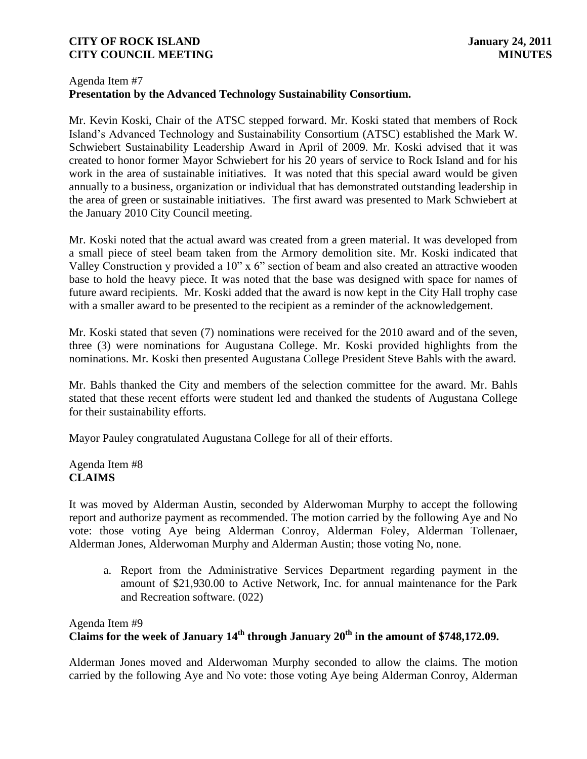Agenda Item #7
**Presentation by the Advanced Technology Sustainability Consortium.**

Mr. Kevin Koski, Chair of the ATSC stepped forward. Mr. Koski stated that members of Rock Island's Advanced Technology and Sustainability Consortium (ATSC) established the Mark W. Schwiebert Sustainability Leadership Award in April of 2009. Mr. Koski advised that it was created to honor former Mayor Schwiebert for his 20 years of service to Rock Island and for his work in the area of sustainable initiatives. It was noted that this special award would be given annually to a business, organization or individual that has demonstrated outstanding leadership in the area of green or sustainable initiatives. The first award was presented to Mark Schwiebert at the January 2010 City Council meeting.

Mr. Koski noted that the actual award was created from a green material. It was developed from a small piece of steel beam taken from the Armory demolition site. Mr. Koski indicated that Valley Construction y provided a 10" x 6" section of beam and also created an attractive wooden base to hold the heavy piece. It was noted that the base was designed with space for names of future award recipients. Mr. Koski added that the award is now kept in the City Hall trophy case with a smaller award to be presented to the recipient as a reminder of the acknowledgement.

Mr. Koski stated that seven (7) nominations were received for the 2010 award and of the seven, three (3) were nominations for Augustana College. Mr. Koski provided highlights from the nominations. Mr. Koski then presented Augustana College President Steve Bahls with the award.

Mr. Bahls thanked the City and members of the selection committee for the award. Mr. Bahls stated that these recent efforts were student led and thanked the students of Augustana College for their sustainability efforts.

Mayor Pauley congratulated Augustana College for all of their efforts.

Agenda Item #8
**CLAIMS**

It was moved by Alderman Austin, seconded by Alderwoman Murphy to accept the following report and authorize payment as recommended. The motion carried by the following Aye and No vote: those voting Aye being Alderman Conroy, Alderman Foley, Alderman Tollenaer, Alderman Jones, Alderwoman Murphy and Alderman Austin; those voting No, none.

a. Report from the Administrative Services Department regarding payment in the amount of $21,930.00 to Active Network, Inc. for annual maintenance for the Park and Recreation software. (022)

Agenda Item #9
**Claims for the week of January 14th through January 20th in the amount of $748,172.09.**

Alderman Jones moved and Alderwoman Murphy seconded to allow the claims. The motion carried by the following Aye and No vote: those voting Aye being Alderman Conroy, Alderman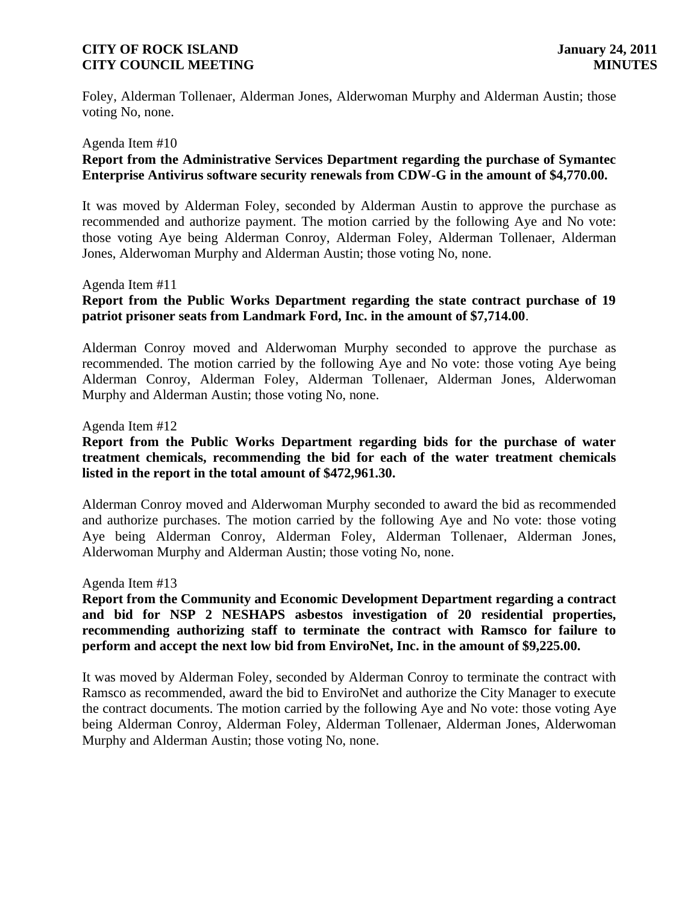Foley, Alderman Tollenaer, Alderman Jones, Alderwoman Murphy and Alderman Austin; those voting No, none.

Agenda Item #10

**Report from the Administrative Services Department regarding the purchase of Symantec Enterprise Antivirus software security renewals from CDW-G in the amount of $4,770.00.**

It was moved by Alderman Foley, seconded by Alderman Austin to approve the purchase as recommended and authorize payment. The motion carried by the following Aye and No vote: those voting Aye being Alderman Conroy, Alderman Foley, Alderman Tollenaer, Alderman Jones, Alderwoman Murphy and Alderman Austin; those voting No, none.

Agenda Item #11

**Report from the Public Works Department regarding the state contract purchase of 19 patriot prisoner seats from Landmark Ford, Inc. in the amount of $7,714.00**.

Alderman Conroy moved and Alderwoman Murphy seconded to approve the purchase as recommended. The motion carried by the following Aye and No vote: those voting Aye being Alderman Conroy, Alderman Foley, Alderman Tollenaer, Alderman Jones, Alderwoman Murphy and Alderman Austin; those voting No, none.

Agenda Item #12

**Report from the Public Works Department regarding bids for the purchase of water treatment chemicals, recommending the bid for each of the water treatment chemicals listed in the report in the total amount of $472,961.30.**

Alderman Conroy moved and Alderwoman Murphy seconded to award the bid as recommended and authorize purchases. The motion carried by the following Aye and No vote: those voting Aye being Alderman Conroy, Alderman Foley, Alderman Tollenaer, Alderman Jones, Alderwoman Murphy and Alderman Austin; those voting No, none.

Agenda Item #13

**Report from the Community and Economic Development Department regarding a contract and bid for NSP 2 NESHAPS asbestos investigation of 20 residential properties, recommending authorizing staff to terminate the contract with Ramsco for failure to perform and accept the next low bid from EnviroNet, Inc. in the amount of $9,225.00.**

It was moved by Alderman Foley, seconded by Alderman Conroy to terminate the contract with Ramsco as recommended, award the bid to EnviroNet and authorize the City Manager to execute the contract documents. The motion carried by the following Aye and No vote: those voting Aye being Alderman Conroy, Alderman Foley, Alderman Tollenaer, Alderman Jones, Alderwoman Murphy and Alderman Austin; those voting No, none.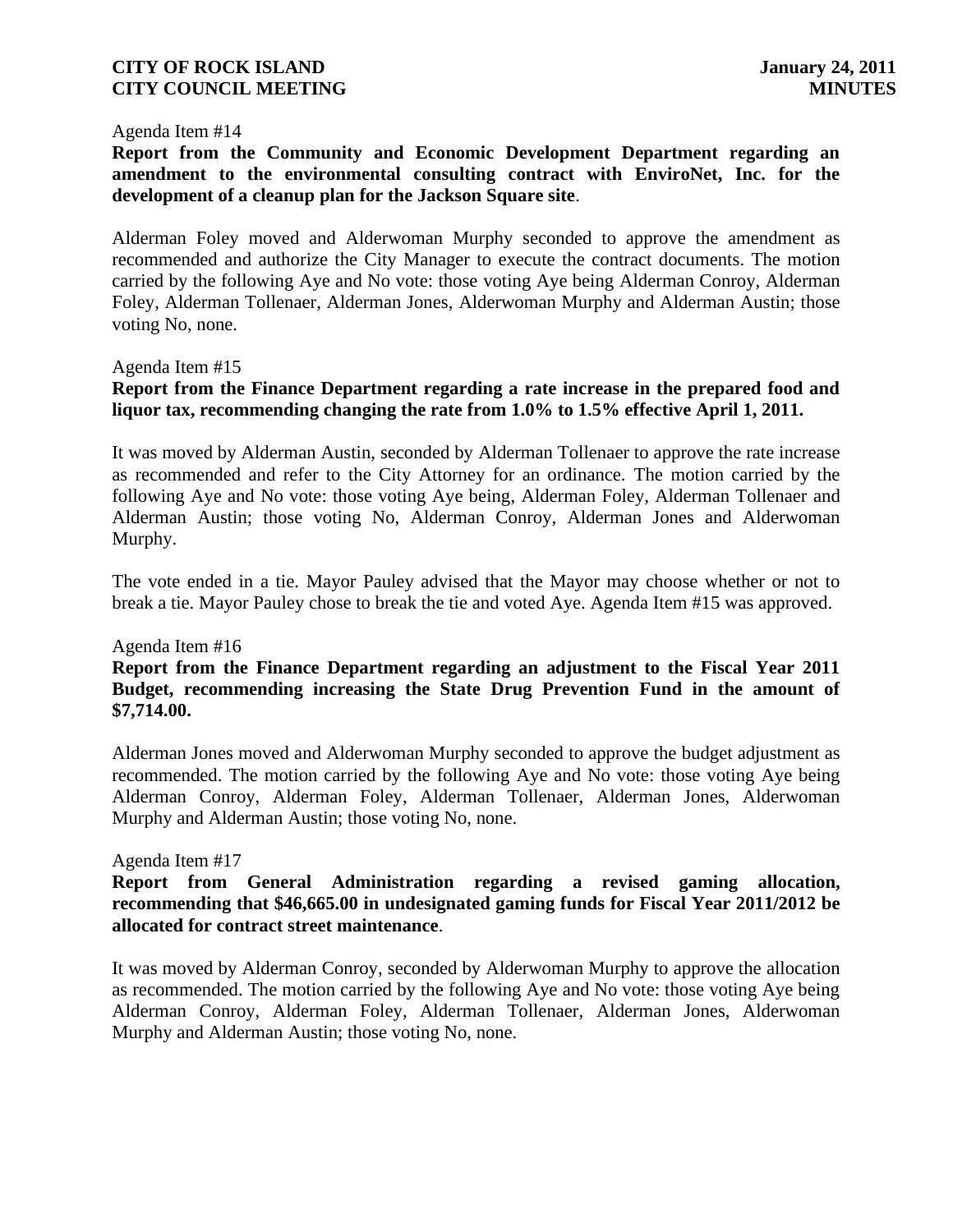Agenda Item #14

**Report from the Community and Economic Development Department regarding an amendment to the environmental consulting contract with EnviroNet, Inc. for the development of a cleanup plan for the Jackson Square site**.

Alderman Foley moved and Alderwoman Murphy seconded to approve the amendment as recommended and authorize the City Manager to execute the contract documents. The motion carried by the following Aye and No vote: those voting Aye being Alderman Conroy, Alderman Foley, Alderman Tollenaer, Alderman Jones, Alderwoman Murphy and Alderman Austin; those voting No, none.

Agenda Item #15

**Report from the Finance Department regarding a rate increase in the prepared food and liquor tax, recommending changing the rate from 1.0% to 1.5% effective April 1, 2011.**

It was moved by Alderman Austin, seconded by Alderman Tollenaer to approve the rate increase as recommended and refer to the City Attorney for an ordinance. The motion carried by the following Aye and No vote: those voting Aye being, Alderman Foley, Alderman Tollenaer and Alderman Austin; those voting No, Alderman Conroy, Alderman Jones and Alderwoman Murphy.

The vote ended in a tie. Mayor Pauley advised that the Mayor may choose whether or not to break a tie. Mayor Pauley chose to break the tie and voted Aye. Agenda Item #15 was approved.

Agenda Item #16

**Report from the Finance Department regarding an adjustment to the Fiscal Year 2011 Budget, recommending increasing the State Drug Prevention Fund in the amount of $7,714.00.**

Alderman Jones moved and Alderwoman Murphy seconded to approve the budget adjustment as recommended. The motion carried by the following Aye and No vote: those voting Aye being Alderman Conroy, Alderman Foley, Alderman Tollenaer, Alderman Jones, Alderwoman Murphy and Alderman Austin; those voting No, none.

Agenda Item #17

**Report from General Administration regarding a revised gaming allocation, recommending that $46,665.00 in undesignated gaming funds for Fiscal Year 2011/2012 be allocated for contract street maintenance**.

It was moved by Alderman Conroy, seconded by Alderwoman Murphy to approve the allocation as recommended. The motion carried by the following Aye and No vote: those voting Aye being Alderman Conroy, Alderman Foley, Alderman Tollenaer, Alderman Jones, Alderwoman Murphy and Alderman Austin; those voting No, none.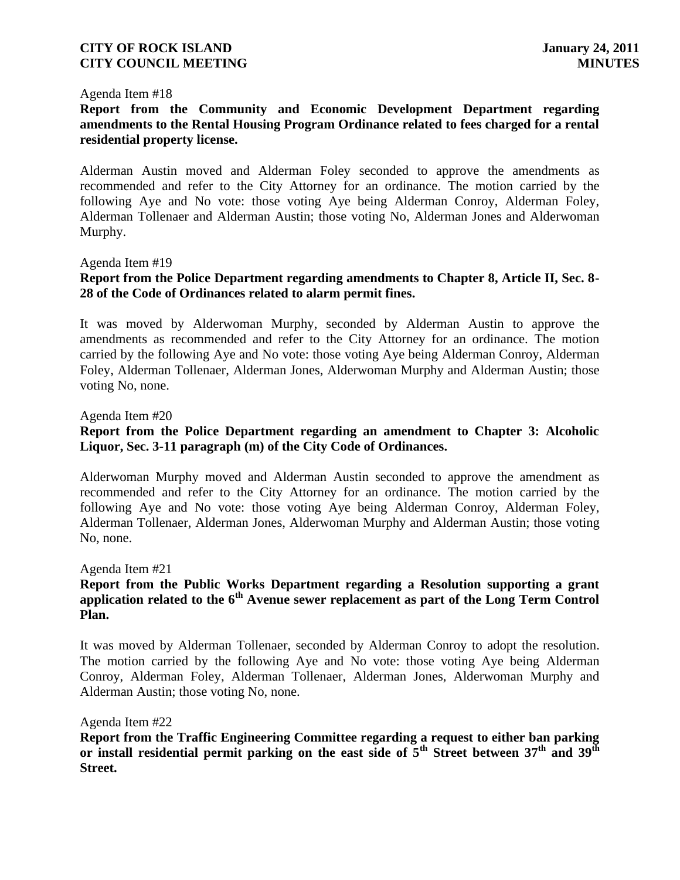Agenda Item #18

**Report from the Community and Economic Development Department regarding amendments to the Rental Housing Program Ordinance related to fees charged for a rental residential property license.**

Alderman Austin moved and Alderman Foley seconded to approve the amendments as recommended and refer to the City Attorney for an ordinance. The motion carried by the following Aye and No vote: those voting Aye being Alderman Conroy, Alderman Foley, Alderman Tollenaer and Alderman Austin; those voting No, Alderman Jones and Alderwoman Murphy.

Agenda Item #19

**Report from the Police Department regarding amendments to Chapter 8, Article II, Sec. 8-28 of the Code of Ordinances related to alarm permit fines.**

It was moved by Alderwoman Murphy, seconded by Alderman Austin to approve the amendments as recommended and refer to the City Attorney for an ordinance. The motion carried by the following Aye and No vote: those voting Aye being Alderman Conroy, Alderman Foley, Alderman Tollenaer, Alderman Jones, Alderwoman Murphy and Alderman Austin; those voting No, none.

Agenda Item #20

**Report from the Police Department regarding an amendment to Chapter 3: Alcoholic Liquor, Sec. 3-11 paragraph (m) of the City Code of Ordinances.**

Alderwoman Murphy moved and Alderman Austin seconded to approve the amendment as recommended and refer to the City Attorney for an ordinance. The motion carried by the following Aye and No vote: those voting Aye being Alderman Conroy, Alderman Foley, Alderman Tollenaer, Alderman Jones, Alderwoman Murphy and Alderman Austin; those voting No, none.

Agenda Item #21

**Report from the Public Works Department regarding a Resolution supporting a grant application related to the 6th Avenue sewer replacement as part of the Long Term Control Plan.**

It was moved by Alderman Tollenaer, seconded by Alderman Conroy to adopt the resolution. The motion carried by the following Aye and No vote: those voting Aye being Alderman Conroy, Alderman Foley, Alderman Tollenaer, Alderman Jones, Alderwoman Murphy and Alderman Austin; those voting No, none.

Agenda Item #22

**Report from the Traffic Engineering Committee regarding a request to either ban parking or install residential permit parking on the east side of 5th Street between 37th and 39th Street.**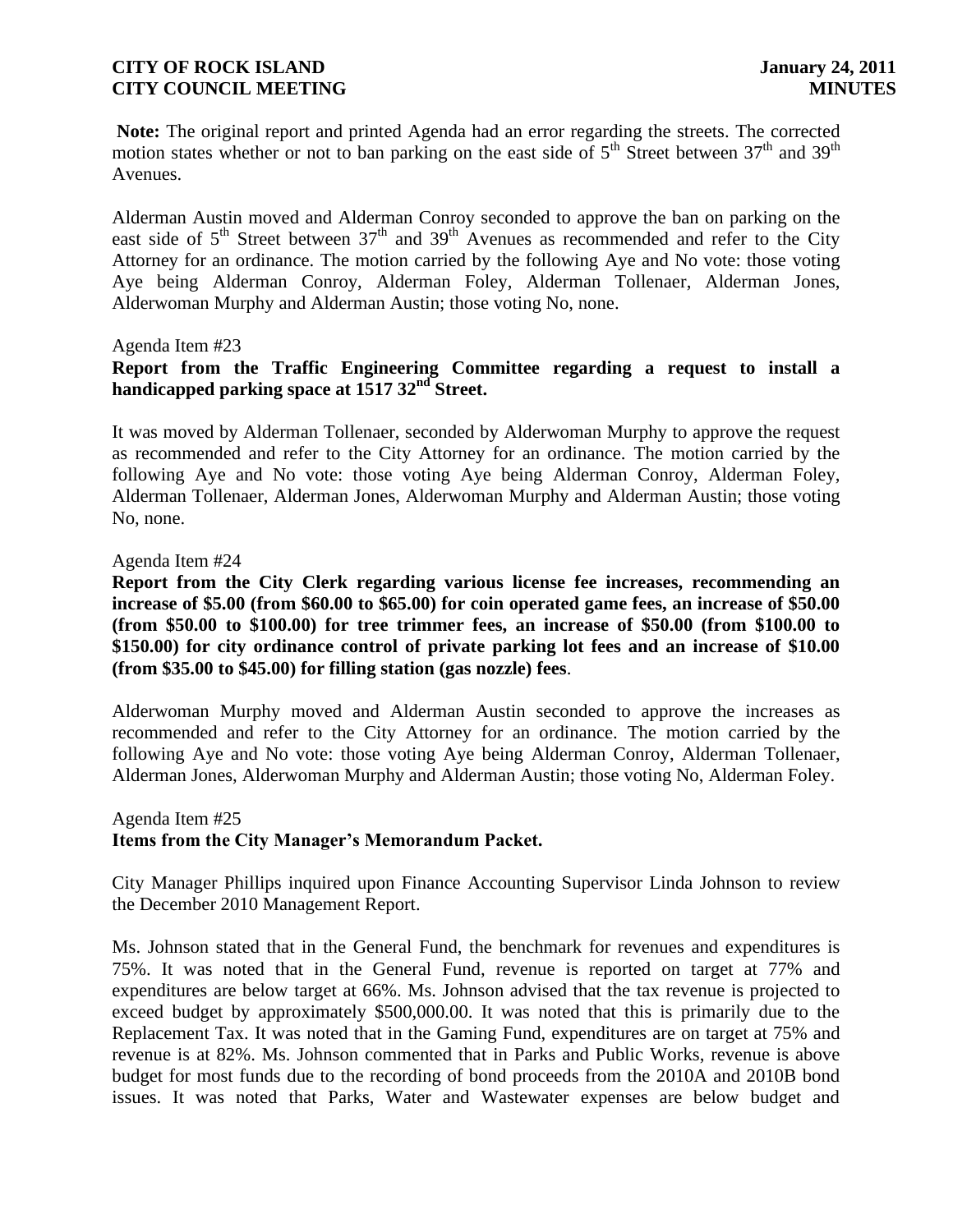**Note:** The original report and printed Agenda had an error regarding the streets. The corrected motion states whether or not to ban parking on the east side of 5$^{th}$ Street between 37$^{th}$ and 39$^{th}$ Avenues.

Alderman Austin moved and Alderman Conroy seconded to approve the ban on parking on the east side of 5$^{th}$ Street between 37$^{th}$ and 39$^{th}$ Avenues as recommended and refer to the City Attorney for an ordinance. The motion carried by the following Aye and No vote: those voting Aye being Alderman Conroy, Alderman Foley, Alderman Tollenaer, Alderman Jones, Alderwoman Murphy and Alderman Austin; those voting No, none.

Agenda Item #23

**Report from the Traffic Engineering Committee regarding a request to install a handicapped parking space at 1517 32$^{nd}$ Street.**

It was moved by Alderman Tollenaer, seconded by Alderwoman Murphy to approve the request as recommended and refer to the City Attorney for an ordinance. The motion carried by the following Aye and No vote: those voting Aye being Alderman Conroy, Alderman Foley, Alderman Tollenaer, Alderman Jones, Alderwoman Murphy and Alderman Austin; those voting No, none.

Agenda Item #24

**Report from the City Clerk regarding various license fee increases, recommending an increase of $5.00 (from $60.00 to $65.00) for coin operated game fees, an increase of $50.00 (from $50.00 to $100.00) for tree trimmer fees, an increase of $50.00 (from $100.00 to $150.00) for city ordinance control of private parking lot fees and an increase of $10.00 (from $35.00 to $45.00) for filling station (gas nozzle) fees**.

Alderwoman Murphy moved and Alderman Austin seconded to approve the increases as recommended and refer to the City Attorney for an ordinance. The motion carried by the following Aye and No vote: those voting Aye being Alderman Conroy, Alderman Tollenaer, Alderman Jones, Alderwoman Murphy and Alderman Austin; those voting No, Alderman Foley.

Agenda Item #25

**Items from the City Manager's Memorandum Packet.**

City Manager Phillips inquired upon Finance Accounting Supervisor Linda Johnson to review the December 2010 Management Report.

Ms. Johnson stated that in the General Fund, the benchmark for revenues and expenditures is 75%. It was noted that in the General Fund, revenue is reported on target at 77% and expenditures are below target at 66%. Ms. Johnson advised that the tax revenue is projected to exceed budget by approximately $500,000.00. It was noted that this is primarily due to the Replacement Tax. It was noted that in the Gaming Fund, expenditures are on target at 75% and revenue is at 82%. Ms. Johnson commented that in Parks and Public Works, revenue is above budget for most funds due to the recording of bond proceeds from the 2010A and 2010B bond issues. It was noted that Parks, Water and Wastewater expenses are below budget and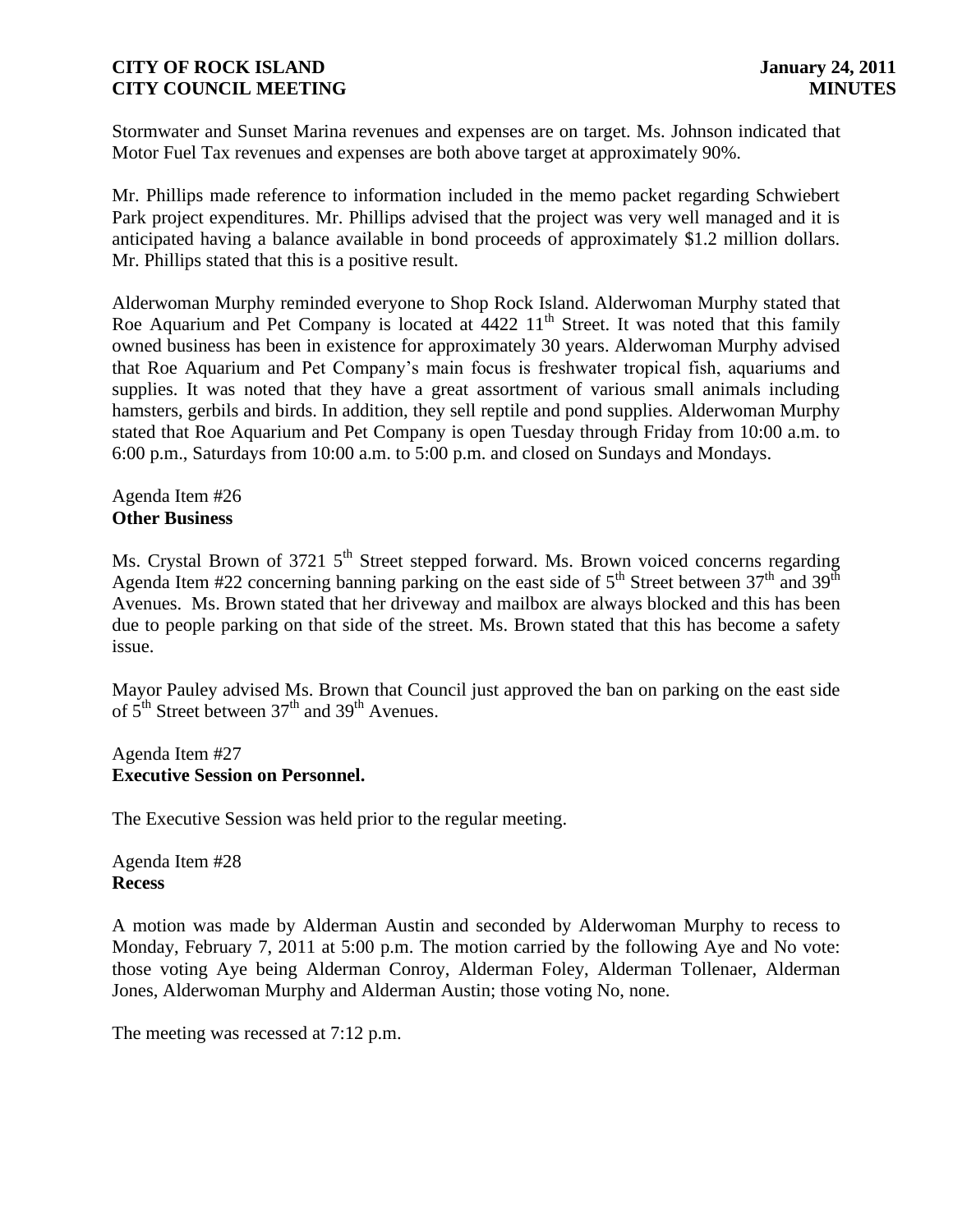Stormwater and Sunset Marina revenues and expenses are on target. Ms. Johnson indicated that Motor Fuel Tax revenues and expenses are both above target at approximately 90%.

Mr. Phillips made reference to information included in the memo packet regarding Schwiebert Park project expenditures. Mr. Phillips advised that the project was very well managed and it is anticipated having a balance available in bond proceeds of approximately $1.2 million dollars. Mr. Phillips stated that this is a positive result.

Alderwoman Murphy reminded everyone to Shop Rock Island. Alderwoman Murphy stated that Roe Aquarium and Pet Company is located at 4422 11th Street. It was noted that this family owned business has been in existence for approximately 30 years. Alderwoman Murphy advised that Roe Aquarium and Pet Company's main focus is freshwater tropical fish, aquariums and supplies. It was noted that they have a great assortment of various small animals including hamsters, gerbils and birds. In addition, they sell reptile and pond supplies. Alderwoman Murphy stated that Roe Aquarium and Pet Company is open Tuesday through Friday from 10:00 a.m. to 6:00 p.m., Saturdays from 10:00 a.m. to 5:00 p.m. and closed on Sundays and Mondays.

Agenda Item #26
**Other Business**

Ms. Crystal Brown of 3721 5th Street stepped forward. Ms. Brown voiced concerns regarding Agenda Item #22 concerning banning parking on the east side of 5th Street between 37th and 39th Avenues. Ms. Brown stated that her driveway and mailbox are always blocked and this has been due to people parking on that side of the street. Ms. Brown stated that this has become a safety issue.

Mayor Pauley advised Ms. Brown that Council just approved the ban on parking on the east side of 5th Street between 37th and 39th Avenues.

Agenda Item #27
**Executive Session on Personnel.**

The Executive Session was held prior to the regular meeting.

Agenda Item #28
**Recess**

A motion was made by Alderman Austin and seconded by Alderwoman Murphy to recess to Monday, February 7, 2011 at 5:00 p.m. The motion carried by the following Aye and No vote: those voting Aye being Alderman Conroy, Alderman Foley, Alderman Tollenaer, Alderman Jones, Alderwoman Murphy and Alderman Austin; those voting No, none.

The meeting was recessed at 7:12 p.m.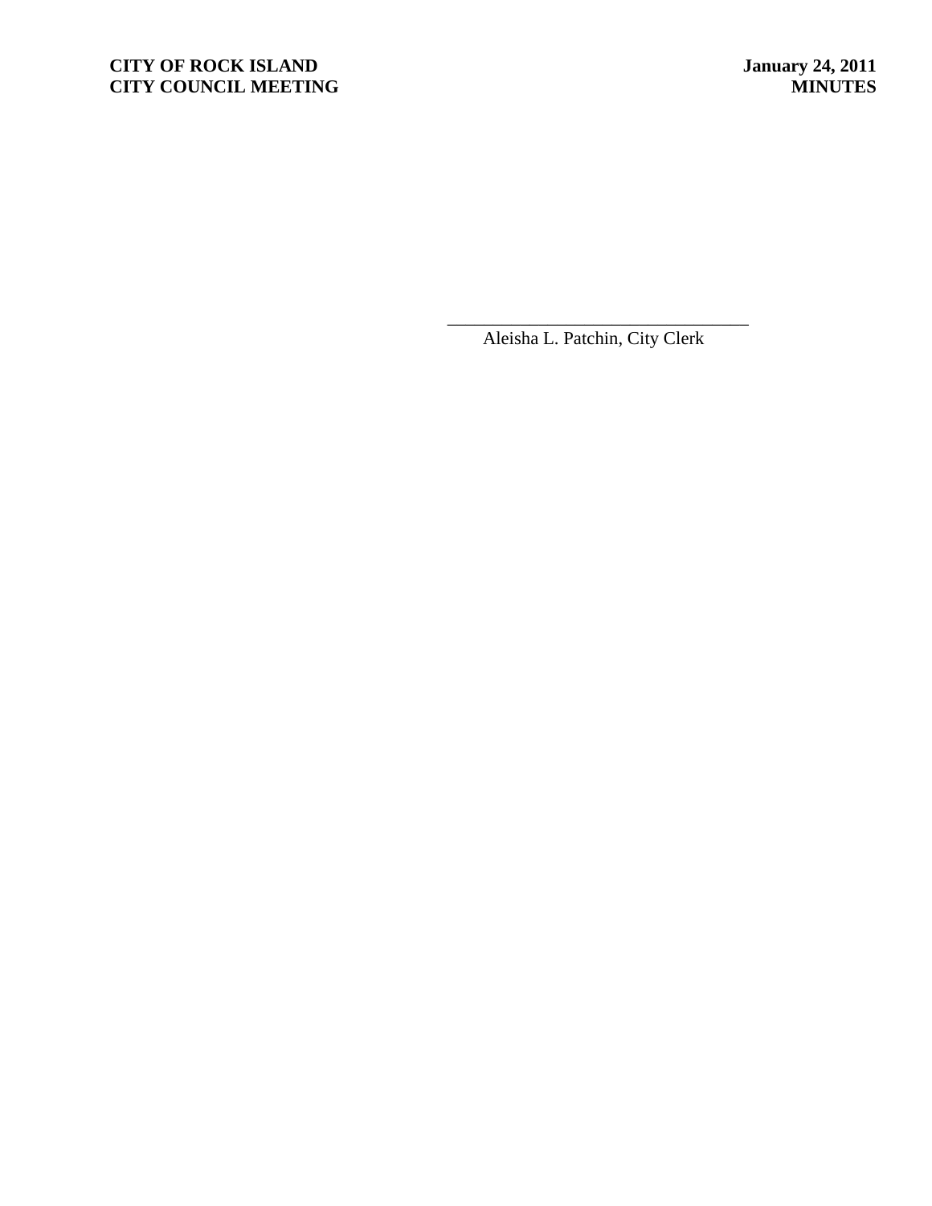\_\_\_\_\_\_\_\_\_\_\_\_\_\_\_\_\_\_\_\_\_\_\_\_\_\_\_\_\_\_\_\_\_\_\_

Aleisha L. Patchin, City Clerk